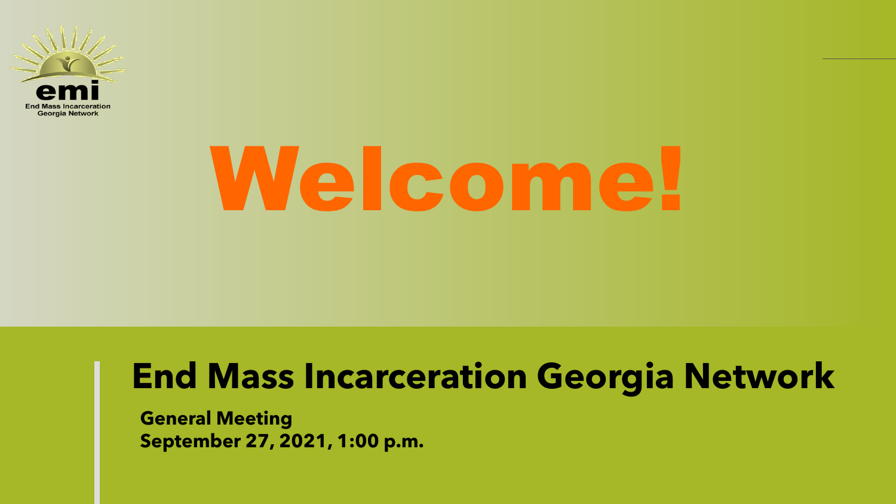emi
End Mass Incarceration Georgia Network

# Welcome!

## End Mass Incarceration Georgia Network

**General Meeting**
**September 27, 2021, 1:00 p.m.**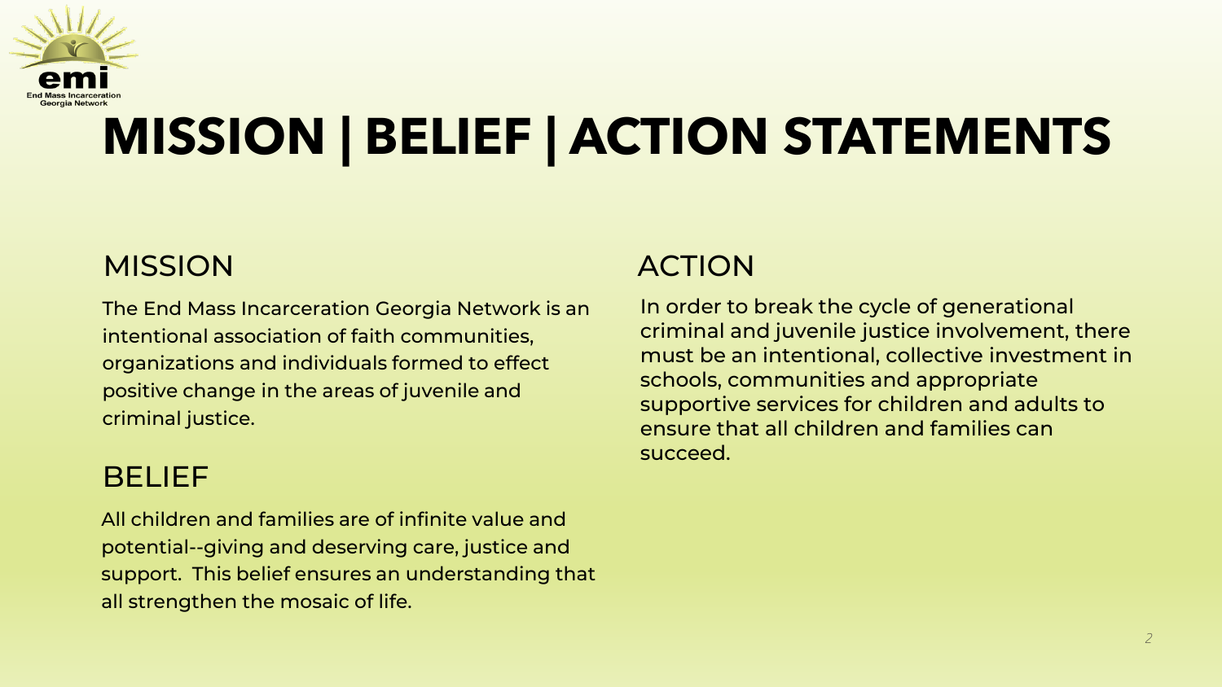# MISSION | BELIEF | ACTION STATEMENTS

## MISSION

The End Mass Incarceration Georgia Network is an intentional association of faith communities, organizations and individuals formed to effect positive change in the areas of juvenile and criminal justice.

## BELIEF

All children and families are of infinite value and potential--giving and deserving care, justice and support. This belief ensures an understanding that all strengthen the mosaic of life.

## ACTION

In order to break the cycle of generational criminal and juvenile justice involvement, there must be an intentional, collective investment in schools, communities and appropriate supportive services for children and adults to ensure that all children and families can succeed.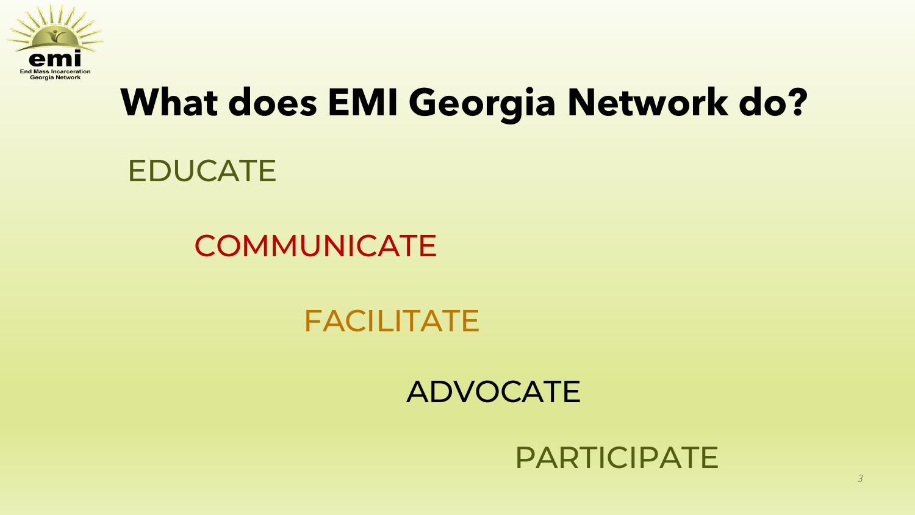# What does EMI Georgia Network do?

EDUCATE

COMMUNICATE

FACILITATE

ADVOCATE

PARTICIPATE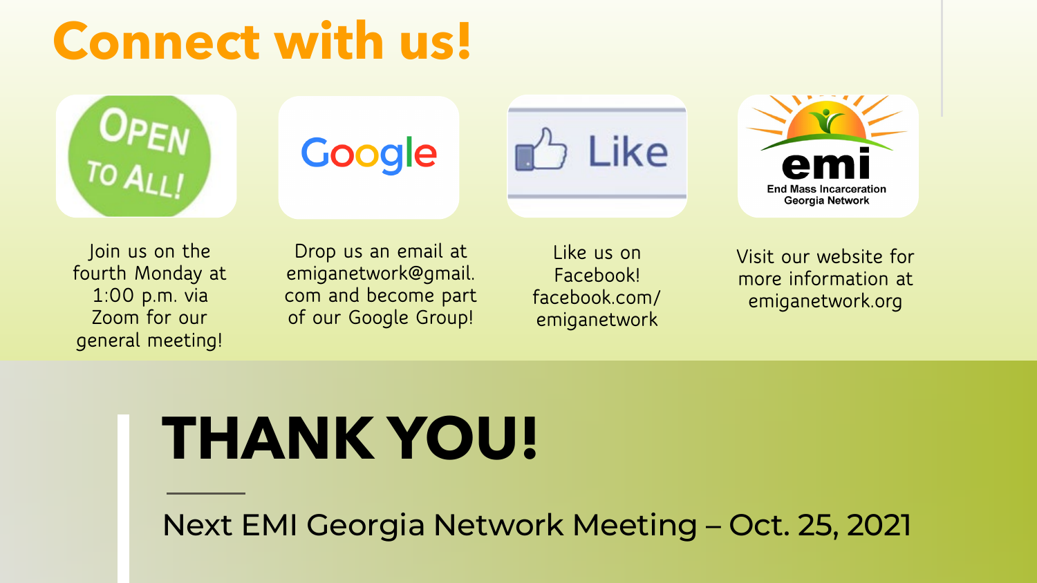# Connect with us!

OPEN TO ALL!

Join us on the fourth Monday at 1:00 p.m. via Zoom for our general meeting!

Google

Drop us an email at emiganetwork@gmail.com and become part of our Google Group!

Like

Like us on Facebook! facebook.com/emiganetwork

emi
End Mass Incarceration Georgia Network

Visit our website for more information at emiganetwork.org

# THANK YOU!

Next EMI Georgia Network Meeting – Oct. 25, 2021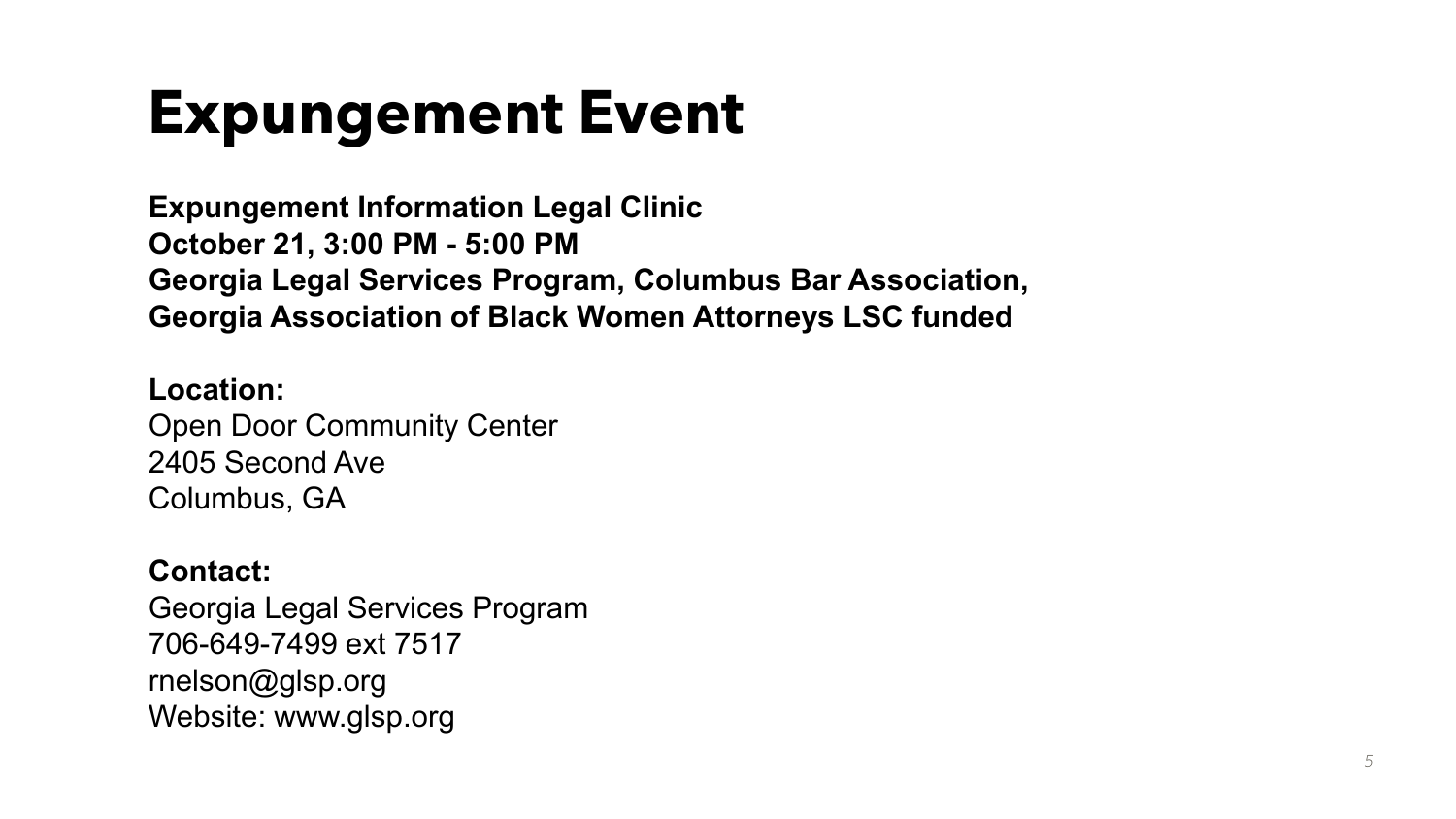# Expungement Event

**Expungement Information Legal Clinic**
**October 21, 3:00 PM - 5:00 PM**
**Georgia Legal Services Program, Columbus Bar Association,**
**Georgia Association of Black Women Attorneys LSC funded**

**Location:**
Open Door Community Center
2405 Second Ave
Columbus, GA

**Contact:**
Georgia Legal Services Program
706-649-7499 ext 7517
rnelson@glsp.org
Website: www.glsp.org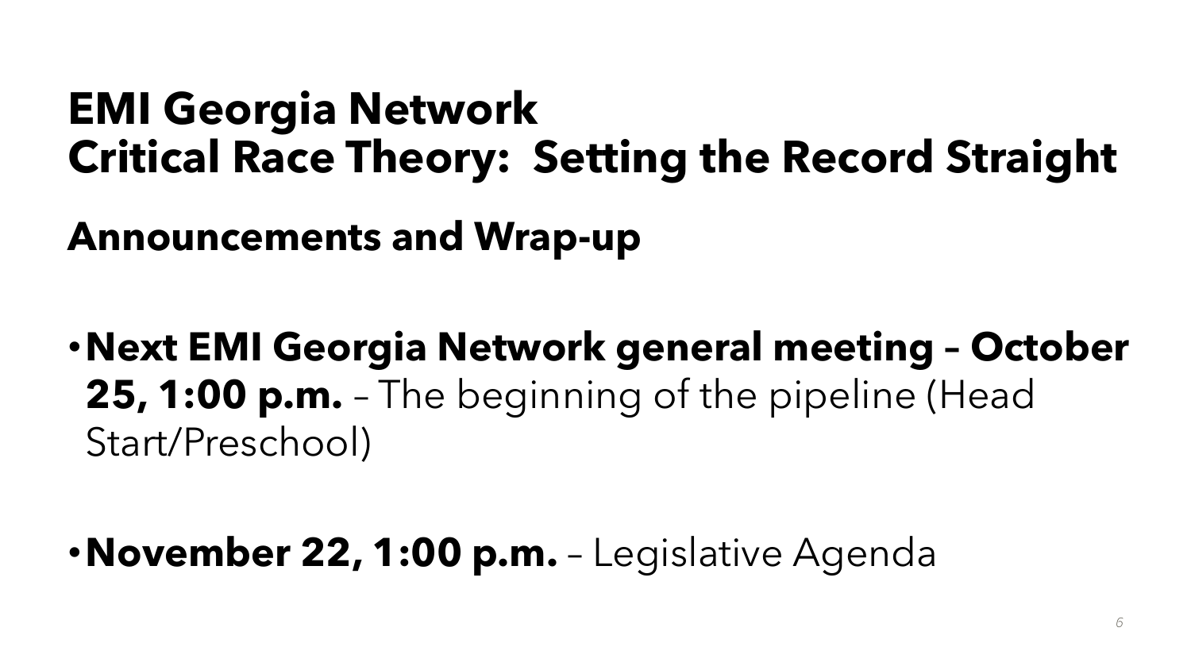# EMI Georgia Network
# Critical Race Theory: Setting the Record Straight

## Announcements and Wrap-up

- **Next EMI Georgia Network general meeting – October 25, 1:00 p.m.** – The beginning of the pipeline (Head Start/Preschool)

- **November 22, 1:00 p.m.** – Legislative Agenda